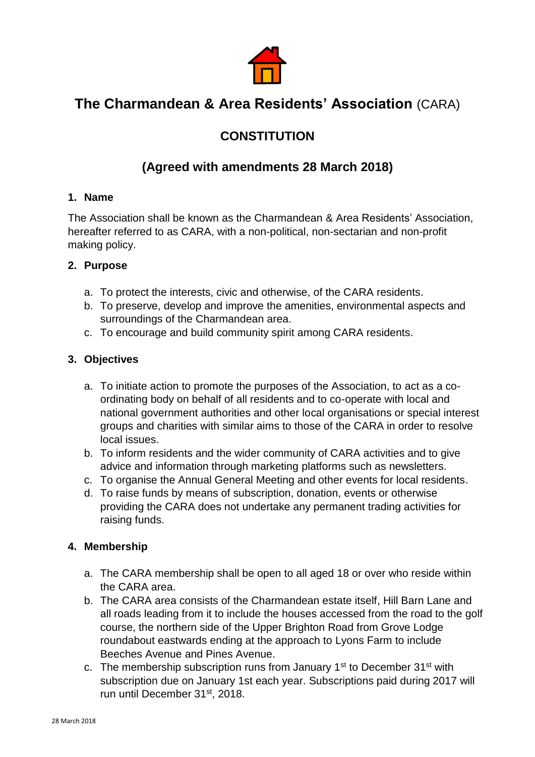# The Charmandean & Area Residents' Association (CARA)

## CONSTITUTION

## (Agreed with amendments 28 March 2018)

### 1. Name

The Association shall be known as the Charmandean & Area Residents' Association, hereafter referred to as CARA, with a non-political, non-sectarian and non-profit making policy.

### 2. Purpose

a. To protect the interests, civic and otherwise, of the CARA residents.
b. To preserve, develop and improve the amenities, environmental aspects and surroundings of the Charmandean area.
c. To encourage and build community spirit among CARA residents.

### 3. Objectives

a. To initiate action to promote the purposes of the Association, to act as a co-ordinating body on behalf of all residents and to co-operate with local and national government authorities and other local organisations or special interest groups and charities with similar aims to those of the CARA in order to resolve local issues.
b. To inform residents and the wider community of CARA activities and to give advice and information through marketing platforms such as newsletters.
c. To organise the Annual General Meeting and other events for local residents.
d. To raise funds by means of subscription, donation, events or otherwise providing the CARA does not undertake any permanent trading activities for raising funds.

### 4. Membership

a. The CARA membership shall be open to all aged 18 or over who reside within the CARA area.
b. The CARA area consists of the Charmandean estate itself, Hill Barn Lane and all roads leading from it to include the houses accessed from the road to the golf course, the northern side of the Upper Brighton Road from Grove Lodge roundabout eastwards ending at the approach to Lyons Farm to include Beeches Avenue and Pines Avenue.
c. The membership subscription runs from January 1st to December 31st with subscription due on January 1st each year. Subscriptions paid during 2017 will run until December 31st, 2018.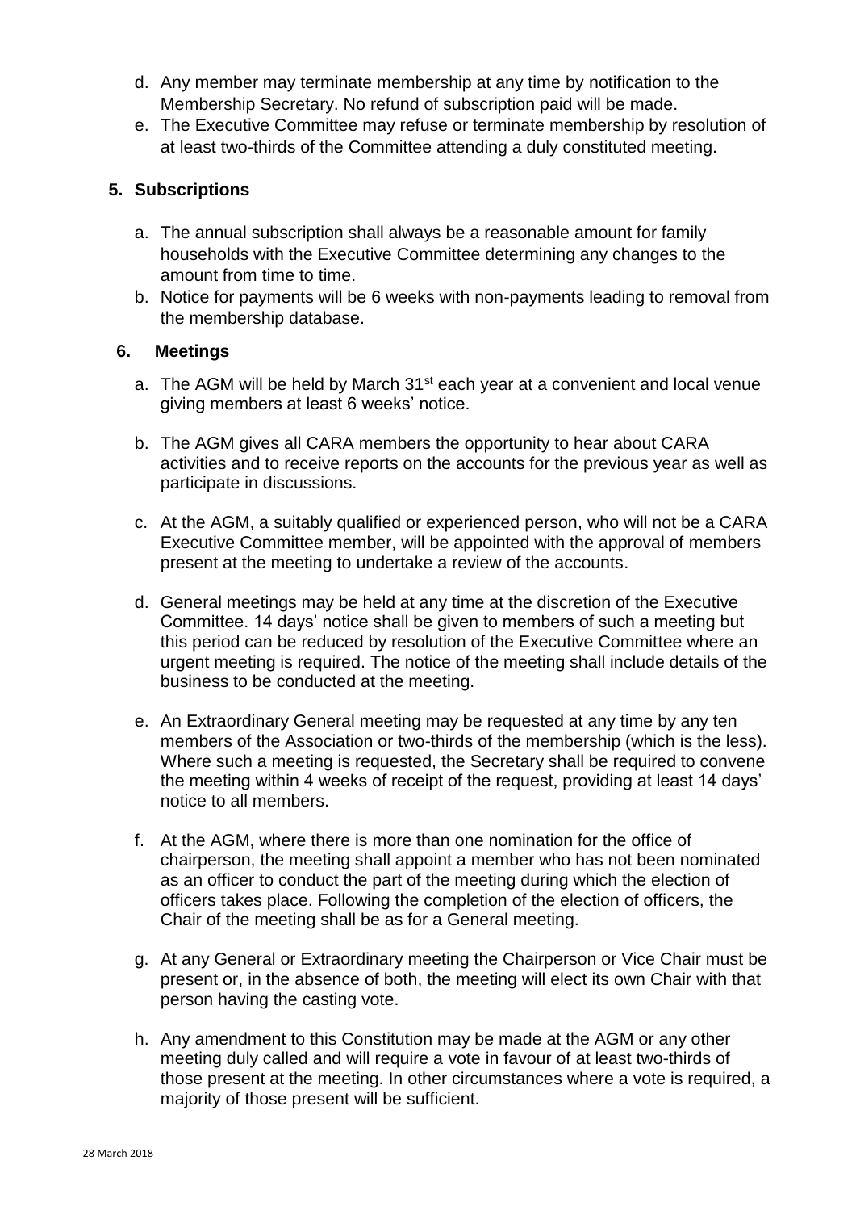d. Any member may terminate membership at any time by notification to the Membership Secretary. No refund of subscription paid will be made.

e. The Executive Committee may refuse or terminate membership by resolution of at least two-thirds of the Committee attending a duly constituted meeting.

### 5. Subscriptions

a. The annual subscription shall always be a reasonable amount for family households with the Executive Committee determining any changes to the amount from time to time.

b. Notice for payments will be 6 weeks with non-payments leading to removal from the membership database.

### 6. Meetings

a. The AGM will be held by March 31st each year at a convenient and local venue giving members at least 6 weeks' notice.

b. The AGM gives all CARA members the opportunity to hear about CARA activities and to receive reports on the accounts for the previous year as well as participate in discussions.

c. At the AGM, a suitably qualified or experienced person, who will not be a CARA Executive Committee member, will be appointed with the approval of members present at the meeting to undertake a review of the accounts.

d. General meetings may be held at any time at the discretion of the Executive Committee. 14 days' notice shall be given to members of such a meeting but this period can be reduced by resolution of the Executive Committee where an urgent meeting is required. The notice of the meeting shall include details of the business to be conducted at the meeting.

e. An Extraordinary General meeting may be requested at any time by any ten members of the Association or two-thirds of the membership (which is the less). Where such a meeting is requested, the Secretary shall be required to convene the meeting within 4 weeks of receipt of the request, providing at least 14 days' notice to all members.

f. At the AGM, where there is more than one nomination for the office of chairperson, the meeting shall appoint a member who has not been nominated as an officer to conduct the part of the meeting during which the election of officers takes place. Following the completion of the election of officers, the Chair of the meeting shall be as for a General meeting.

g. At any General or Extraordinary meeting the Chairperson or Vice Chair must be present or, in the absence of both, the meeting will elect its own Chair with that person having the casting vote.

h. Any amendment to this Constitution may be made at the AGM or any other meeting duly called and will require a vote in favour of at least two-thirds of those present at the meeting. In other circumstances where a vote is required, a majority of those present will be sufficient.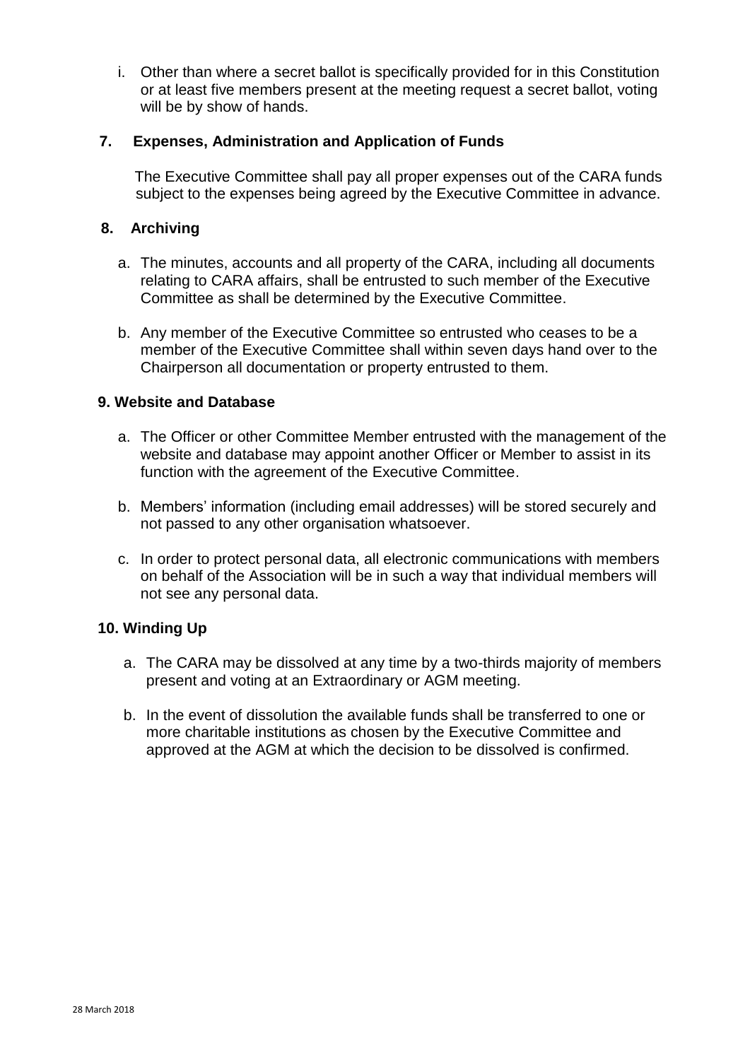i. Other than where a secret ballot is specifically provided for in this Constitution or at least five members present at the meeting request a secret ballot, voting will be by show of hands.

## 7. Expenses, Administration and Application of Funds

The Executive Committee shall pay all proper expenses out of the CARA funds subject to the expenses being agreed by the Executive Committee in advance.

## 8. Archiving

a. The minutes, accounts and all property of the CARA, including all documents relating to CARA affairs, shall be entrusted to such member of the Executive Committee as shall be determined by the Executive Committee.

b. Any member of the Executive Committee so entrusted who ceases to be a member of the Executive Committee shall within seven days hand over to the Chairperson all documentation or property entrusted to them.

## 9. Website and Database

a. The Officer or other Committee Member entrusted with the management of the website and database may appoint another Officer or Member to assist in its function with the agreement of the Executive Committee.

b. Members' information (including email addresses) will be stored securely and not passed to any other organisation whatsoever.

c. In order to protect personal data, all electronic communications with members on behalf of the Association will be in such a way that individual members will not see any personal data.

## 10. Winding Up

a. The CARA may be dissolved at any time by a two-thirds majority of members present and voting at an Extraordinary or AGM meeting.

b. In the event of dissolution the available funds shall be transferred to one or more charitable institutions as chosen by the Executive Committee and approved at the AGM at which the decision to be dissolved is confirmed.

28 March 2018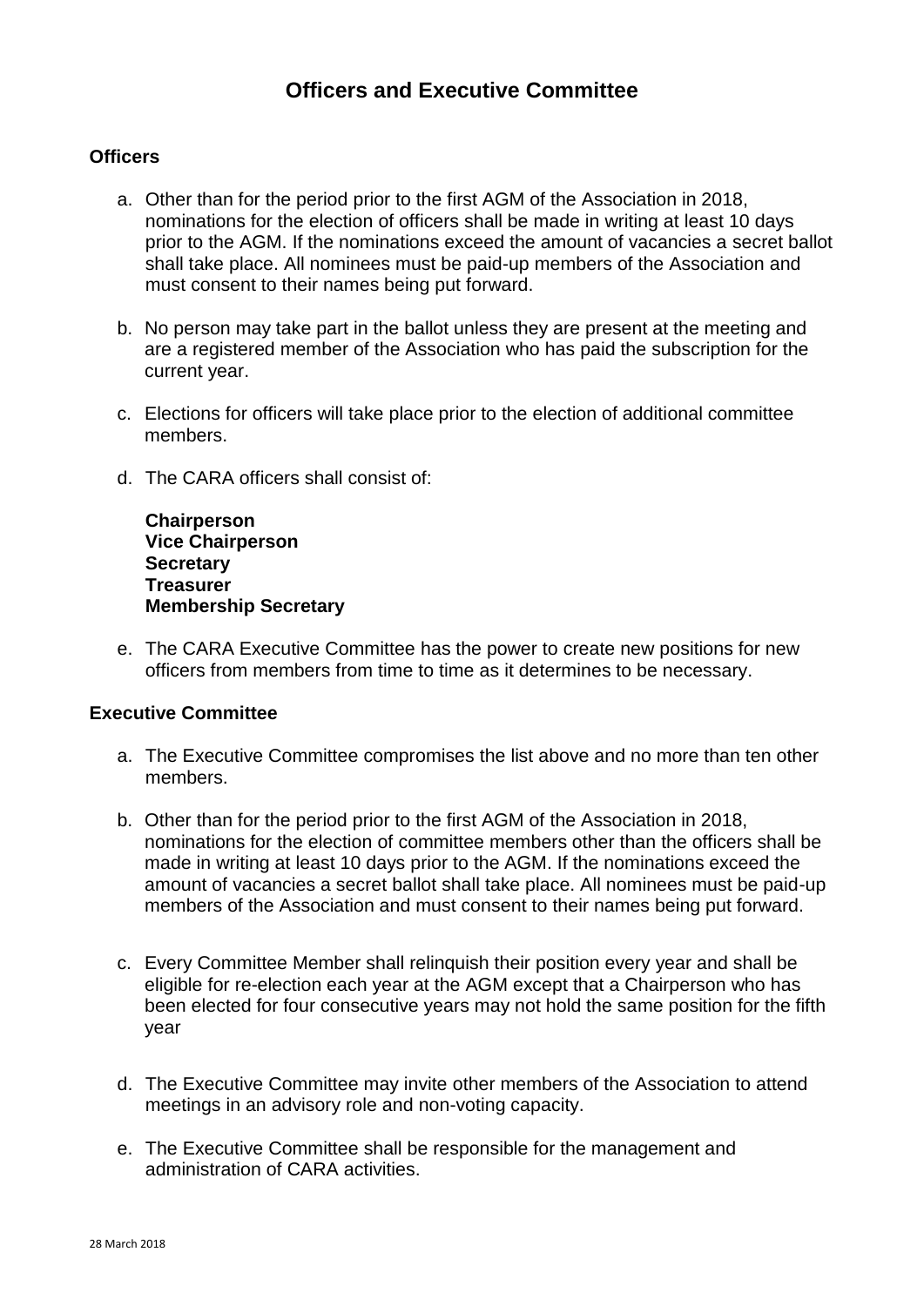# Officers and Executive Committee

**Officers**

a. Other than for the period prior to the first AGM of the Association in 2018, nominations for the election of officers shall be made in writing at least 10 days prior to the AGM. If the nominations exceed the amount of vacancies a secret ballot shall take place. All nominees must be paid-up members of the Association and must consent to their names being put forward.

b. No person may take part in the ballot unless they are present at the meeting and are a registered member of the Association who has paid the subscription for the current year.

c. Elections for officers will take place prior to the election of additional committee members.

d. The CARA officers shall consist of:

   **Chairperson**
   **Vice Chairperson**
   **Secretary**
   **Treasurer**
   **Membership Secretary**

e. The CARA Executive Committee has the power to create new positions for new officers from members from time to time as it determines to be necessary.

**Executive Committee**

a. The Executive Committee compromises the list above and no more than ten other members.

b. Other than for the period prior to the first AGM of the Association in 2018, nominations for the election of committee members other than the officers shall be made in writing at least 10 days prior to the AGM. If the nominations exceed the amount of vacancies a secret ballot shall take place. All nominees must be paid-up members of the Association and must consent to their names being put forward.

c. Every Committee Member shall relinquish their position every year and shall be eligible for re-election each year at the AGM except that a Chairperson who has been elected for four consecutive years may not hold the same position for the fifth year

d. The Executive Committee may invite other members of the Association to attend meetings in an advisory role and non-voting capacity.

e. The Executive Committee shall be responsible for the management and administration of CARA activities.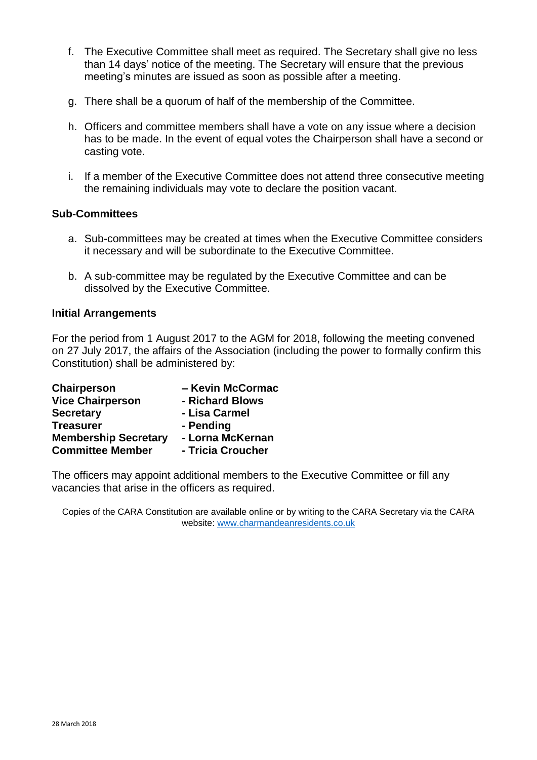f. The Executive Committee shall meet as required. The Secretary shall give no less than 14 days' notice of the meeting. The Secretary will ensure that the previous meeting's minutes are issued as soon as possible after a meeting.

g. There shall be a quorum of half of the membership of the Committee.

h. Officers and committee members shall have a vote on any issue where a decision has to be made. In the event of equal votes the Chairperson shall have a second or casting vote.

i. If a member of the Executive Committee does not attend three consecutive meeting the remaining individuals may vote to declare the position vacant.

### Sub-Committees

a. Sub-committees may be created at times when the Executive Committee considers it necessary and will be subordinate to the Executive Committee.

b. A sub-committee may be regulated by the Executive Committee and can be dissolved by the Executive Committee.

### Initial Arrangements

For the period from 1 August 2017 to the AGM for 2018, following the meeting convened on 27 July 2017, the affairs of the Association (including the power to formally confirm this Constitution) shall be administered by:

| | |
|---|---|
| **Chairperson** | **– Kevin McCormac** |
| **Vice Chairperson** | **- Richard Blows** |
| **Secretary** | **- Lisa Carmel** |
| **Treasurer** | **- Pending** |
| **Membership Secretary** | **- Lorna McKernan** |
| **Committee Member** | **- Tricia Croucher** |

The officers may appoint additional members to the Executive Committee or fill any vacancies that arise in the officers as required.

Copies of the CARA Constitution are available online or by writing to the CARA Secretary via the CARA website: www.charmandeanresidents.co.uk

28 March 2018